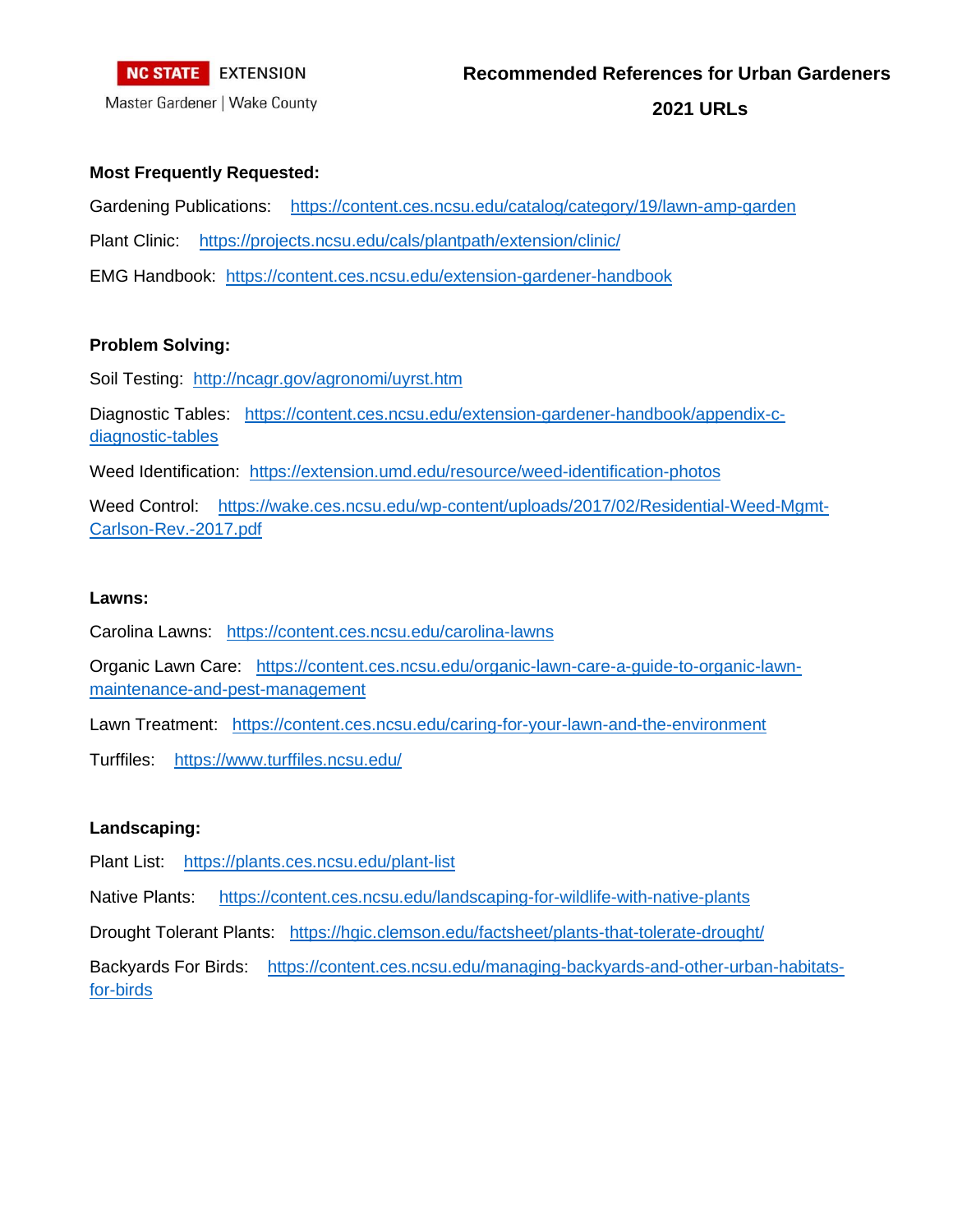NC STATE EXTENSION

Master Gardener | Wake County

# Recommended References for Urban Gardeners

## 2021 URLs

**Most Frequently Requested:**

Gardening Publications: https://content.ces.ncsu.edu/catalog/category/19/lawn-amp-garden

Plant Clinic: https://projects.ncsu.edu/cals/plantpath/extension/clinic/

EMG Handbook: https://content.ces.ncsu.edu/extension-gardener-handbook

**Problem Solving:**

Soil Testing: http://ncagr.gov/agronomi/uyrst.htm

Diagnostic Tables: https://content.ces.ncsu.edu/extension-gardener-handbook/appendix-c-diagnostic-tables

Weed Identification: https://extension.umd.edu/resource/weed-identification-photos

Weed Control: https://wake.ces.ncsu.edu/wp-content/uploads/2017/02/Residential-Weed-Mgmt-Carlson-Rev.-2017.pdf

**Lawns:**

Carolina Lawns: https://content.ces.ncsu.edu/carolina-lawns

Organic Lawn Care: https://content.ces.ncsu.edu/organic-lawn-care-a-guide-to-organic-lawn-maintenance-and-pest-management

Lawn Treatment: https://content.ces.ncsu.edu/caring-for-your-lawn-and-the-environment

Turffiles: https://www.turffiles.ncsu.edu/

**Landscaping:**

Plant List: https://plants.ces.ncsu.edu/plant-list

Native Plants: https://content.ces.ncsu.edu/landscaping-for-wildlife-with-native-plants

Drought Tolerant Plants: https://hgic.clemson.edu/factsheet/plants-that-tolerate-drought/

Backyards For Birds: https://content.ces.ncsu.edu/managing-backyards-and-other-urban-habitats-for-birds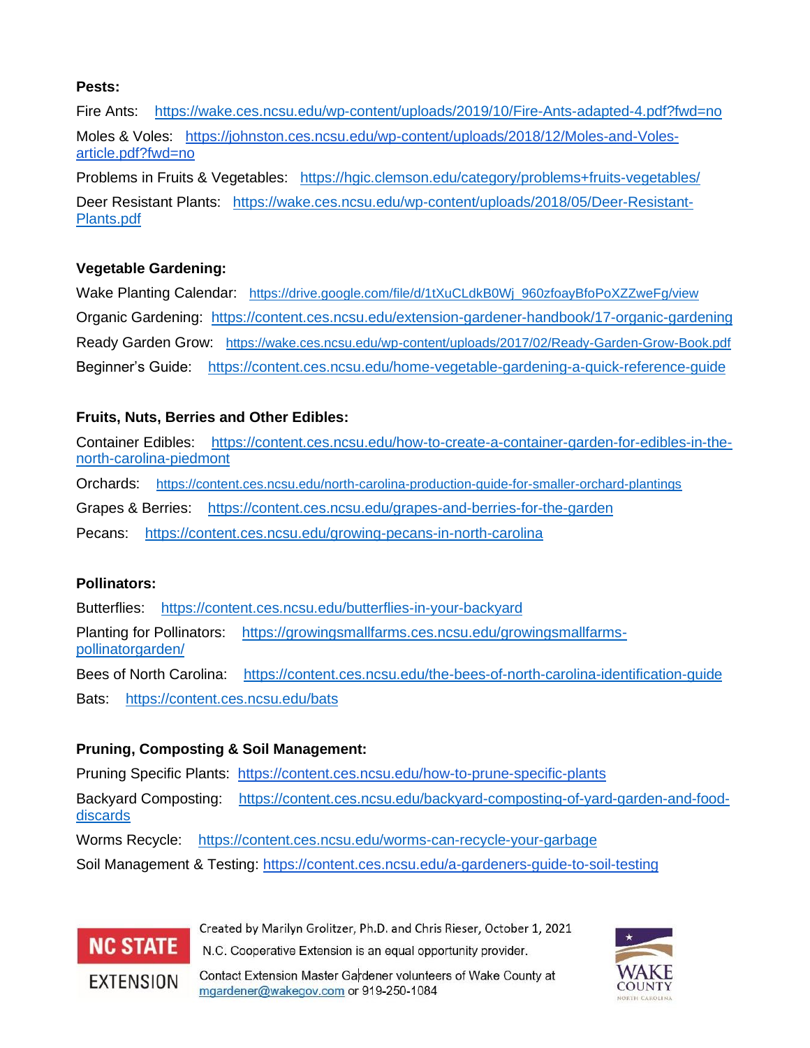**Pests:**

Fire Ants: https://wake.ces.ncsu.edu/wp-content/uploads/2019/10/Fire-Ants-adapted-4.pdf?fwd=no

Moles & Voles: https://johnston.ces.ncsu.edu/wp-content/uploads/2018/12/Moles-and-Voles-article.pdf?fwd=no

Problems in Fruits & Vegetables: https://hgic.clemson.edu/category/problems+fruits-vegetables/

Deer Resistant Plants: https://wake.ces.ncsu.edu/wp-content/uploads/2018/05/Deer-Resistant-Plants.pdf

**Vegetable Gardening:**

Wake Planting Calendar: https://drive.google.com/file/d/1tXuCLdkB0Wj_960zfoayBfoPoXZZweFg/view

Organic Gardening: https://content.ces.ncsu.edu/extension-gardener-handbook/17-organic-gardening

Ready Garden Grow: https://wake.ces.ncsu.edu/wp-content/uploads/2017/02/Ready-Garden-Grow-Book.pdf

Beginner's Guide: https://content.ces.ncsu.edu/home-vegetable-gardening-a-quick-reference-guide

**Fruits, Nuts, Berries and Other Edibles:**

Container Edibles: https://content.ces.ncsu.edu/how-to-create-a-container-garden-for-edibles-in-the-north-carolina-piedmont

Orchards: https://content.ces.ncsu.edu/north-carolina-production-guide-for-smaller-orchard-plantings

Grapes & Berries: https://content.ces.ncsu.edu/grapes-and-berries-for-the-garden

Pecans: https://content.ces.ncsu.edu/growing-pecans-in-north-carolina

**Pollinators:**

Butterflies: https://content.ces.ncsu.edu/butterflies-in-your-backyard

Planting for Pollinators: https://growingsmallfarms.ces.ncsu.edu/growingsmallfarms-pollinatorgarden/

Bees of North Carolina: https://content.ces.ncsu.edu/the-bees-of-north-carolina-identification-guide

Bats: https://content.ces.ncsu.edu/bats

**Pruning, Composting & Soil Management:**

Pruning Specific Plants: https://content.ces.ncsu.edu/how-to-prune-specific-plants

Backyard Composting: https://content.ces.ncsu.edu/backyard-composting-of-yard-garden-and-food-discards

Worms Recycle: https://content.ces.ncsu.edu/worms-can-recycle-your-garbage

Soil Management & Testing: https://content.ces.ncsu.edu/a-gardeners-guide-to-soil-testing

NC STATE EXTENSION

Created by Marilyn Grolitzer, Ph.D. and Chris Rieser, October 1, 2021

N.C. Cooperative Extension is an equal opportunity provider.

Contact Extension Master Gardener volunteers of Wake County at mgardener@wakegov.com or 919-250-1084

WAKE COUNTY NORTH CAROLINA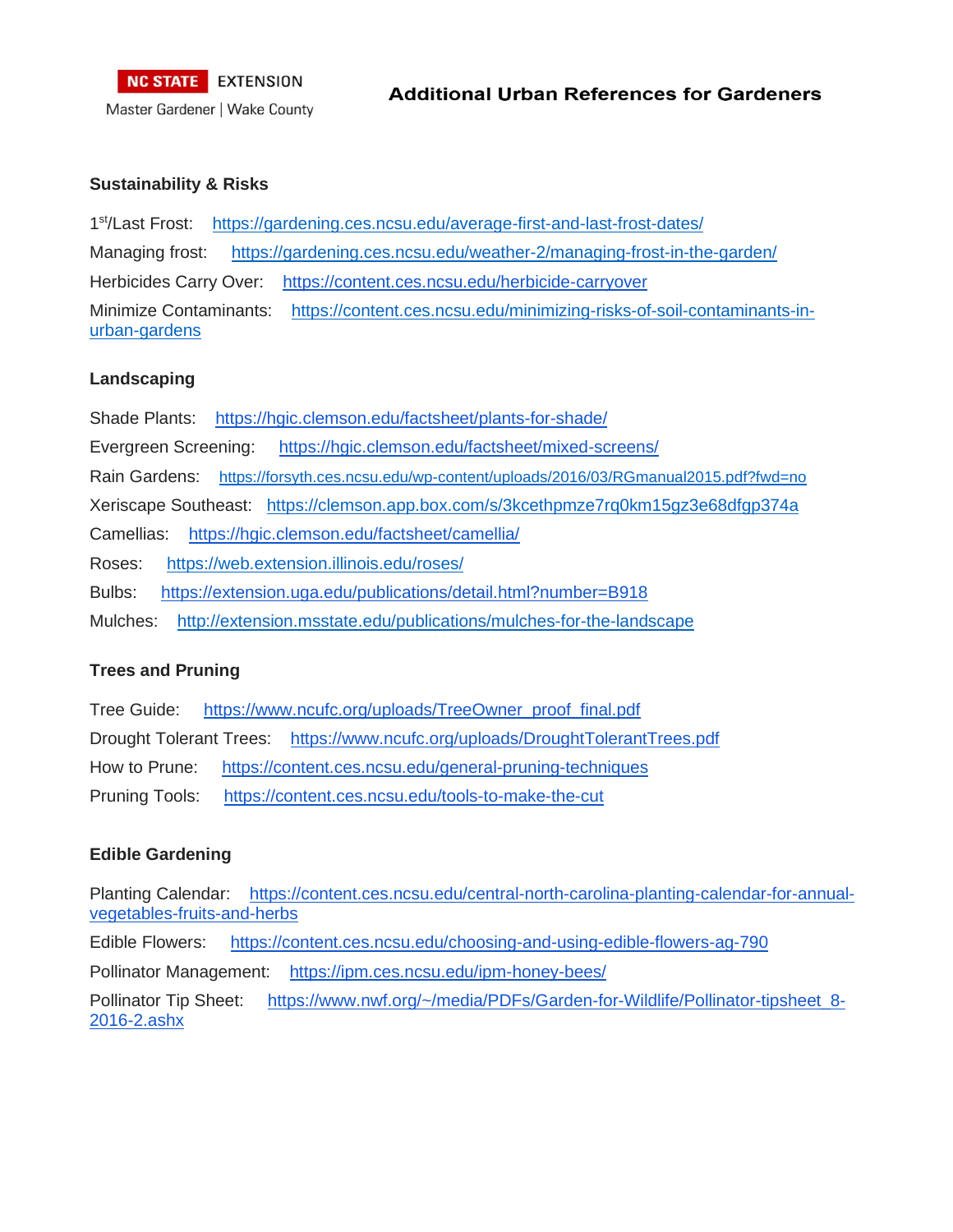NC STATE EXTENSION
Master Gardener | Wake County

# Additional Urban References for Gardeners

## Sustainability & Risks

1st/Last Frost: https://gardening.ces.ncsu.edu/average-first-and-last-frost-dates/

Managing frost: https://gardening.ces.ncsu.edu/weather-2/managing-frost-in-the-garden/

Herbicides Carry Over: https://content.ces.ncsu.edu/herbicide-carryover

Minimize Contaminants: https://content.ces.ncsu.edu/minimizing-risks-of-soil-contaminants-in-urban-gardens

## Landscaping

Shade Plants: https://hgic.clemson.edu/factsheet/plants-for-shade/

Evergreen Screening: https://hgic.clemson.edu/factsheet/mixed-screens/

Rain Gardens: https://forsyth.ces.ncsu.edu/wp-content/uploads/2016/03/RGmanual2015.pdf?fwd=no

Xeriscape Southeast: https://clemson.app.box.com/s/3kcethpmze7rq0km15gz3e68dfgp374a

Camellias: https://hgic.clemson.edu/factsheet/camellia/

Roses: https://web.extension.illinois.edu/roses/

Bulbs: https://extension.uga.edu/publications/detail.html?number=B918

Mulches: http://extension.msstate.edu/publications/mulches-for-the-landscape

## Trees and Pruning

Tree Guide: https://www.ncufc.org/uploads/TreeOwner_proof_final.pdf

Drought Tolerant Trees: https://www.ncufc.org/uploads/DroughtTolerantTrees.pdf

How to Prune: https://content.ces.ncsu.edu/general-pruning-techniques

Pruning Tools: https://content.ces.ncsu.edu/tools-to-make-the-cut

## Edible Gardening

Planting Calendar: https://content.ces.ncsu.edu/central-north-carolina-planting-calendar-for-annual-vegetables-fruits-and-herbs

Edible Flowers: https://content.ces.ncsu.edu/choosing-and-using-edible-flowers-ag-790

Pollinator Management: https://ipm.ces.ncsu.edu/ipm-honey-bees/

Pollinator Tip Sheet: https://www.nwf.org/~/media/PDFs/Garden-for-Wildlife/Pollinator-tipsheet_8-2016-2.ashx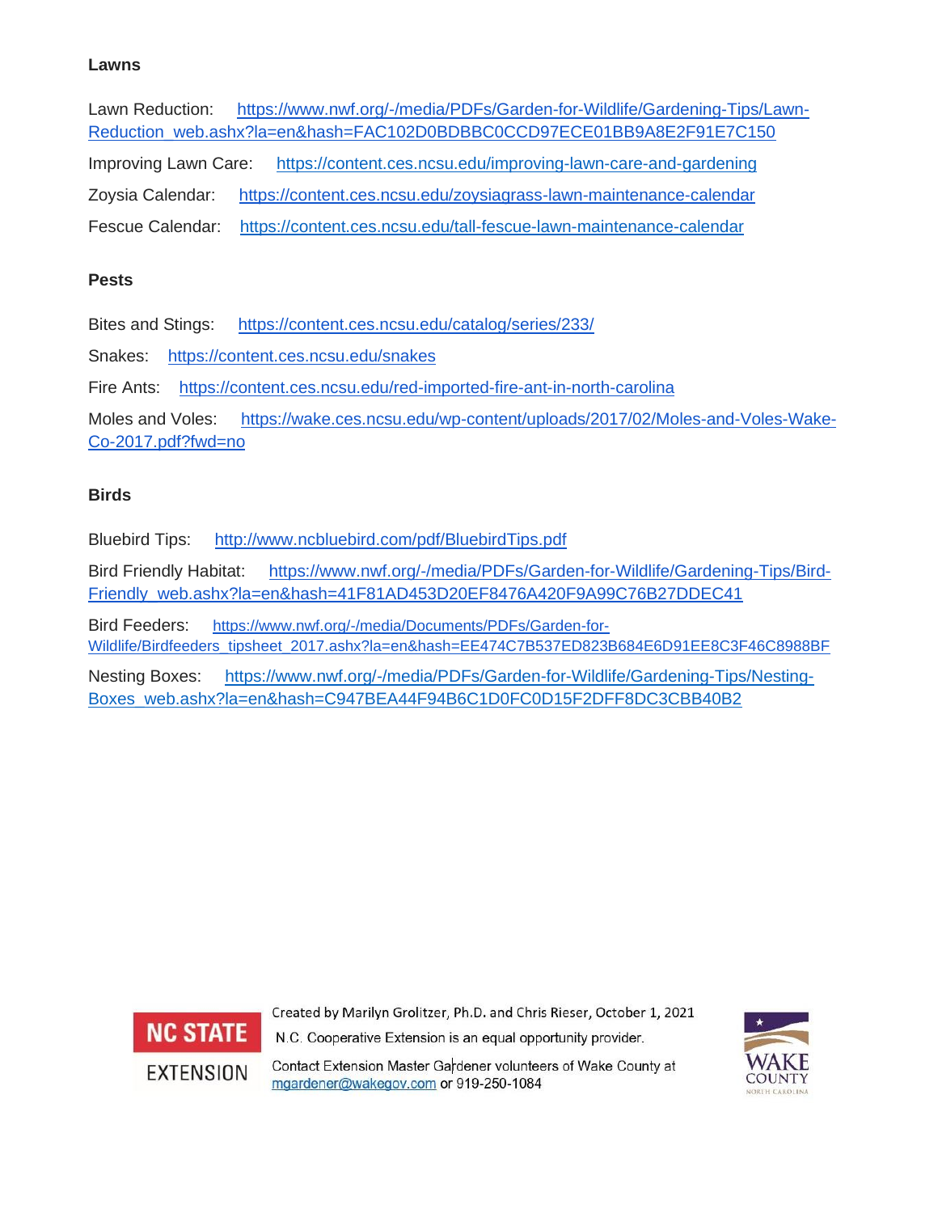**Lawns**

Lawn Reduction: https://www.nwf.org/-/media/PDFs/Garden-for-Wildlife/Gardening-Tips/Lawn-Reduction_web.ashx?la=en&hash=FAC102D0BDBBC0CCD97ECE01BB9A8E2F91E7C150

Improving Lawn Care: https://content.ces.ncsu.edu/improving-lawn-care-and-gardening

Zoysia Calendar: https://content.ces.ncsu.edu/zoysiagrass-lawn-maintenance-calendar

Fescue Calendar: https://content.ces.ncsu.edu/tall-fescue-lawn-maintenance-calendar

**Pests**

Bites and Stings: https://content.ces.ncsu.edu/catalog/series/233/

Snakes: https://content.ces.ncsu.edu/snakes

Fire Ants: https://content.ces.ncsu.edu/red-imported-fire-ant-in-north-carolina

Moles and Voles: https://wake.ces.ncsu.edu/wp-content/uploads/2017/02/Moles-and-Voles-Wake-Co-2017.pdf?fwd=no

**Birds**

Bluebird Tips: http://www.ncbluebird.com/pdf/BluebirdTips.pdf

Bird Friendly Habitat: https://www.nwf.org/-/media/PDFs/Garden-for-Wildlife/Gardening-Tips/Bird-Friendly_web.ashx?la=en&hash=41F81AD453D20EF8476A420F9A99C76B27DDEC41

Bird Feeders: https://www.nwf.org/-/media/Documents/PDFs/Garden-for-Wildlife/Birdfeeders_tipsheet_2017.ashx?la=en&hash=EE474C7B537ED823B684E6D91EE8C3F46C8988BF

Nesting Boxes: https://www.nwf.org/-/media/PDFs/Garden-for-Wildlife/Gardening-Tips/Nesting-Boxes_web.ashx?la=en&hash=C947BEA44F94B6C1D0FC0D15F2DFF8DC3CBB40B2

NC STATE EXTENSION

Created by Marilyn Grolitzer, Ph.D. and Chris Rieser, October 1, 2021

N.C. Cooperative Extension is an equal opportunity provider.

Contact Extension Master Gardener volunteers of Wake County at mgardener@wakegov.com or 919-250-1084

WAKE COUNTY NORTH CAROLINA